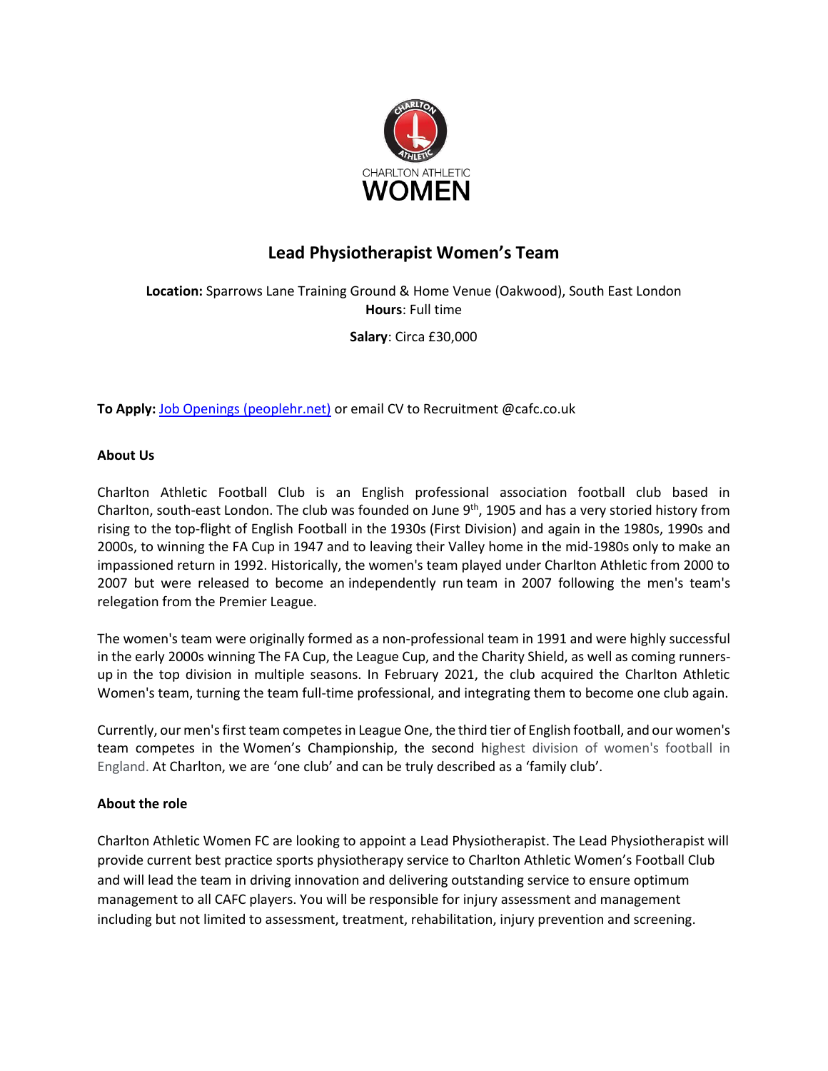CHARLTON ATHLETIC

**WOMEN**

# Lead Physiotherapist Women's Team

**Location:** Sparrows Lane Training Ground & Home Venue (Oakwood), South East London
**Hours**: Full time

**Salary**: Circa £30,000

**To Apply:** [Job Openings (peoplehr.net)]() or email CV to Recruitment @cafc.co.uk

## About Us

Charlton Athletic Football Club is an English professional association football club based in Charlton, south-east London. The club was founded on June 9th, 1905 and has a very storied history from rising to the top-flight of English Football in the 1930s (First Division) and again in the 1980s, 1990s and 2000s, to winning the FA Cup in 1947 and to leaving their Valley home in the mid-1980s only to make an impassioned return in 1992. Historically, the women's team played under Charlton Athletic from 2000 to 2007 but were released to become an independently run team in 2007 following the men's team's relegation from the Premier League.

The women's team were originally formed as a non-professional team in 1991 and were highly successful in the early 2000s winning The FA Cup, the League Cup, and the Charity Shield, as well as coming runners-up in the top division in multiple seasons. In February 2021, the club acquired the Charlton Athletic Women's team, turning the team full-time professional, and integrating them to become one club again.

Currently, our men's first team competes in League One, the third tier of English football, and our women's team competes in the Women's Championship, the second highest division of women's football in England. At Charlton, we are 'one club' and can be truly described as a 'family club'.

## About the role

Charlton Athletic Women FC are looking to appoint a Lead Physiotherapist. The Lead Physiotherapist will provide current best practice sports physiotherapy service to Charlton Athletic Women's Football Club and will lead the team in driving innovation and delivering outstanding service to ensure optimum management to all CAFC players. You will be responsible for injury assessment and management including but not limited to assessment, treatment, rehabilitation, injury prevention and screening.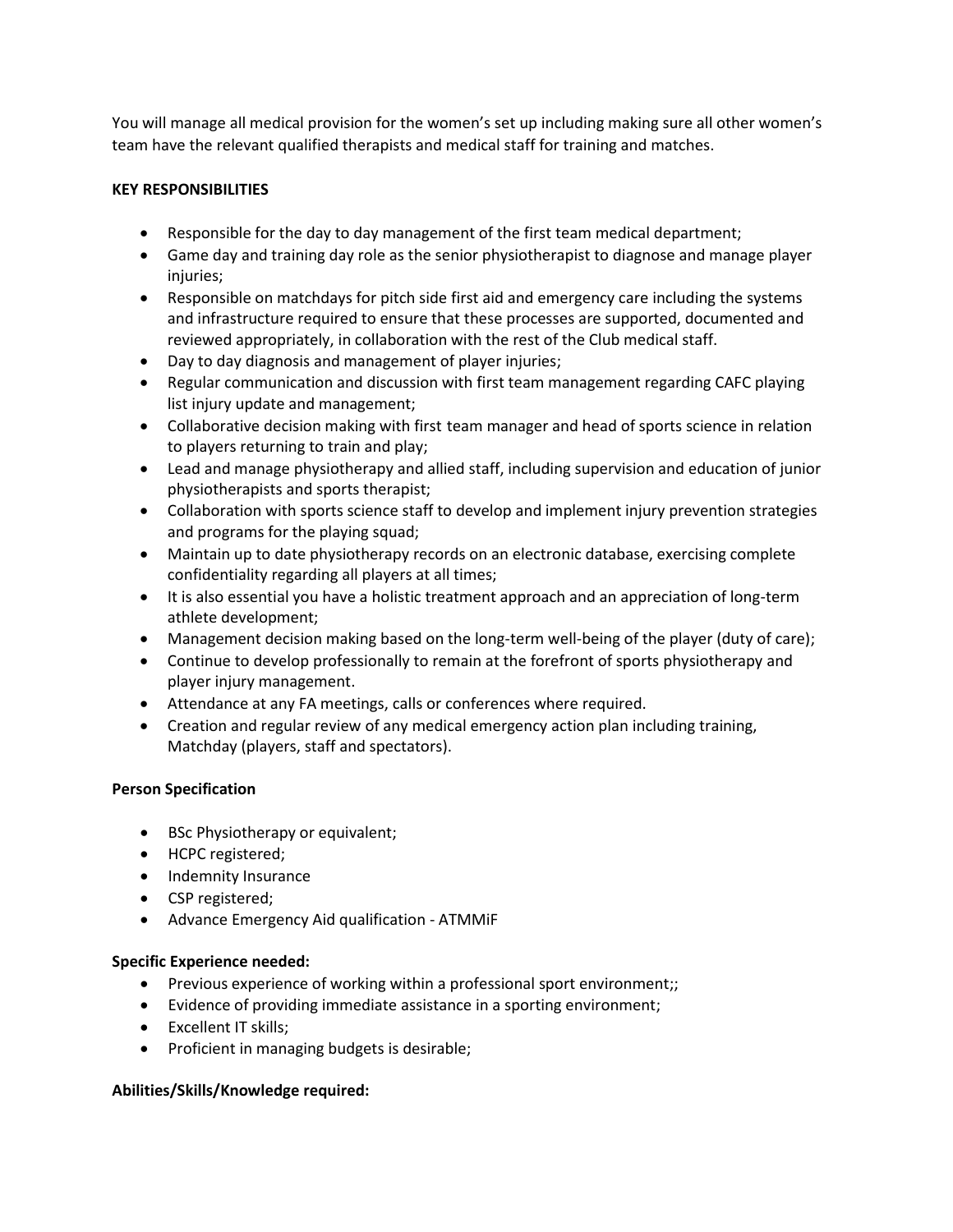You will manage all medical provision for the women's set up including making sure all other women's team have the relevant qualified therapists and medical staff for training and matches.

**KEY RESPONSIBILITIES**

- Responsible for the day to day management of the first team medical department;
- Game day and training day role as the senior physiotherapist to diagnose and manage player injuries;
- Responsible on matchdays for pitch side first aid and emergency care including the systems and infrastructure required to ensure that these processes are supported, documented and reviewed appropriately, in collaboration with the rest of the Club medical staff.
- Day to day diagnosis and management of player injuries;
- Regular communication and discussion with first team management regarding CAFC playing list injury update and management;
- Collaborative decision making with first team manager and head of sports science in relation to players returning to train and play;
- Lead and manage physiotherapy and allied staff, including supervision and education of junior physiotherapists and sports therapist;
- Collaboration with sports science staff to develop and implement injury prevention strategies and programs for the playing squad;
- Maintain up to date physiotherapy records on an electronic database, exercising complete confidentiality regarding all players at all times;
- It is also essential you have a holistic treatment approach and an appreciation of long-term athlete development;
- Management decision making based on the long-term well-being of the player (duty of care);
- Continue to develop professionally to remain at the forefront of sports physiotherapy and player injury management.
- Attendance at any FA meetings, calls or conferences where required.
- Creation and regular review of any medical emergency action plan including training, Matchday (players, staff and spectators).

**Person Specification**

- BSc Physiotherapy or equivalent;
- HCPC registered;
- Indemnity Insurance
- CSP registered;
- Advance Emergency Aid qualification - ATMMiF

**Specific Experience needed:**

- Previous experience of working within a professional sport environment;;
- Evidence of providing immediate assistance in a sporting environment;
- Excellent IT skills;
- Proficient in managing budgets is desirable;

**Abilities/Skills/Knowledge required:**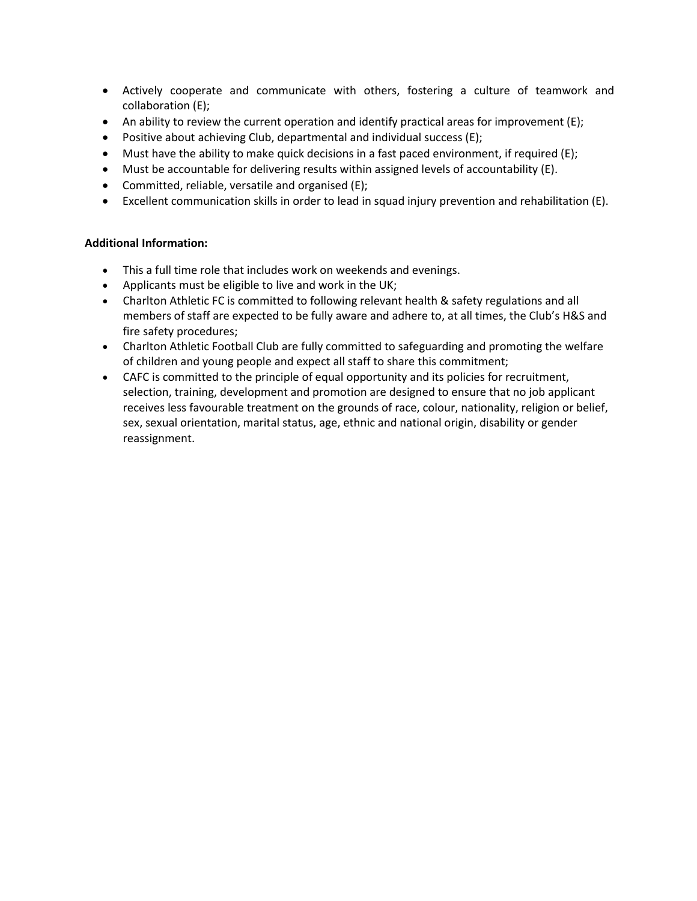- Actively cooperate and communicate with others, fostering a culture of teamwork and collaboration (E);
- An ability to review the current operation and identify practical areas for improvement (E);
- Positive about achieving Club, departmental and individual success (E);
- Must have the ability to make quick decisions in a fast paced environment, if required (E);
- Must be accountable for delivering results within assigned levels of accountability (E).
- Committed, reliable, versatile and organised (E);
- Excellent communication skills in order to lead in squad injury prevention and rehabilitation (E).

**Additional Information:**

- This a full time role that includes work on weekends and evenings.
- Applicants must be eligible to live and work in the UK;
- Charlton Athletic FC is committed to following relevant health & safety regulations and all members of staff are expected to be fully aware and adhere to, at all times, the Club's H&S and fire safety procedures;
- Charlton Athletic Football Club are fully committed to safeguarding and promoting the welfare of children and young people and expect all staff to share this commitment;
- CAFC is committed to the principle of equal opportunity and its policies for recruitment, selection, training, development and promotion are designed to ensure that no job applicant receives less favourable treatment on the grounds of race, colour, nationality, religion or belief, sex, sexual orientation, marital status, age, ethnic and national origin, disability or gender reassignment.